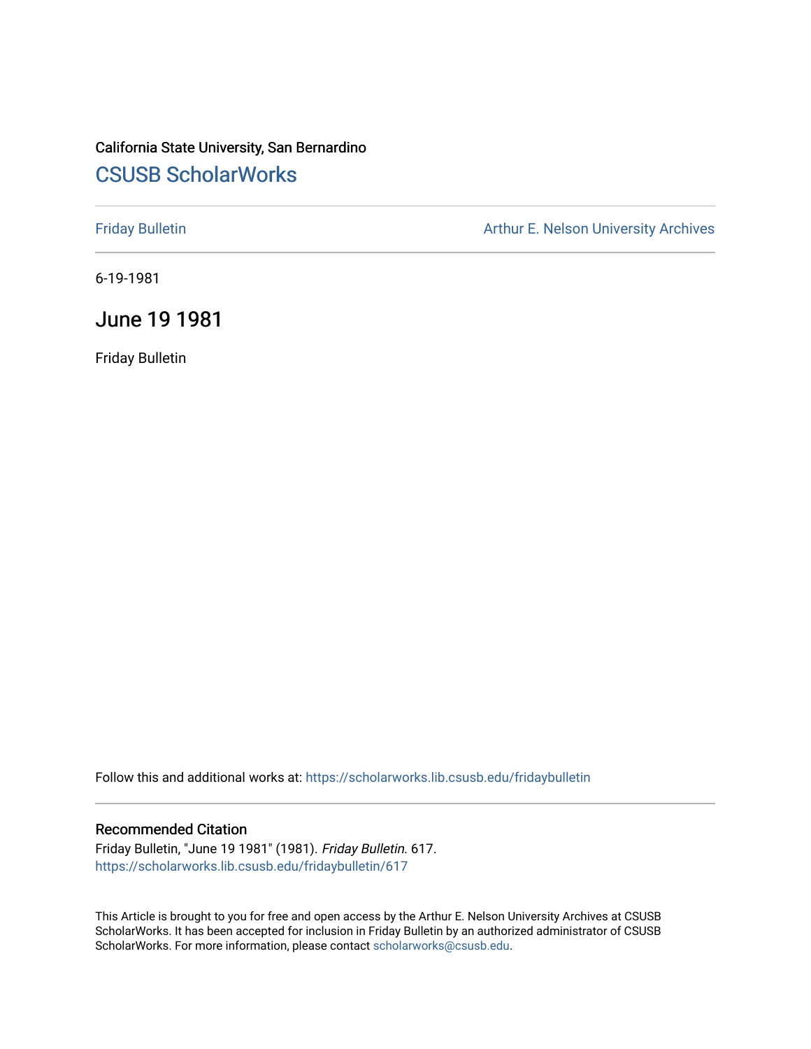California State University, San Bernardino

## CSUSB ScholarWorks

Friday Bulletin

Arthur E. Nelson University Archives

6-19-1981

# June 19 1981

Friday Bulletin

Follow this and additional works at: https://scholarworks.lib.csusb.edu/fridaybulletin

### Recommended Citation

Friday Bulletin, "June 19 1981" (1981). *Friday Bulletin*. 617.
https://scholarworks.lib.csusb.edu/fridaybulletin/617

This Article is brought to you for free and open access by the Arthur E. Nelson University Archives at CSUSB ScholarWorks. It has been accepted for inclusion in Friday Bulletin by an authorized administrator of CSUSB ScholarWorks. For more information, please contact scholarworks@csusb.edu.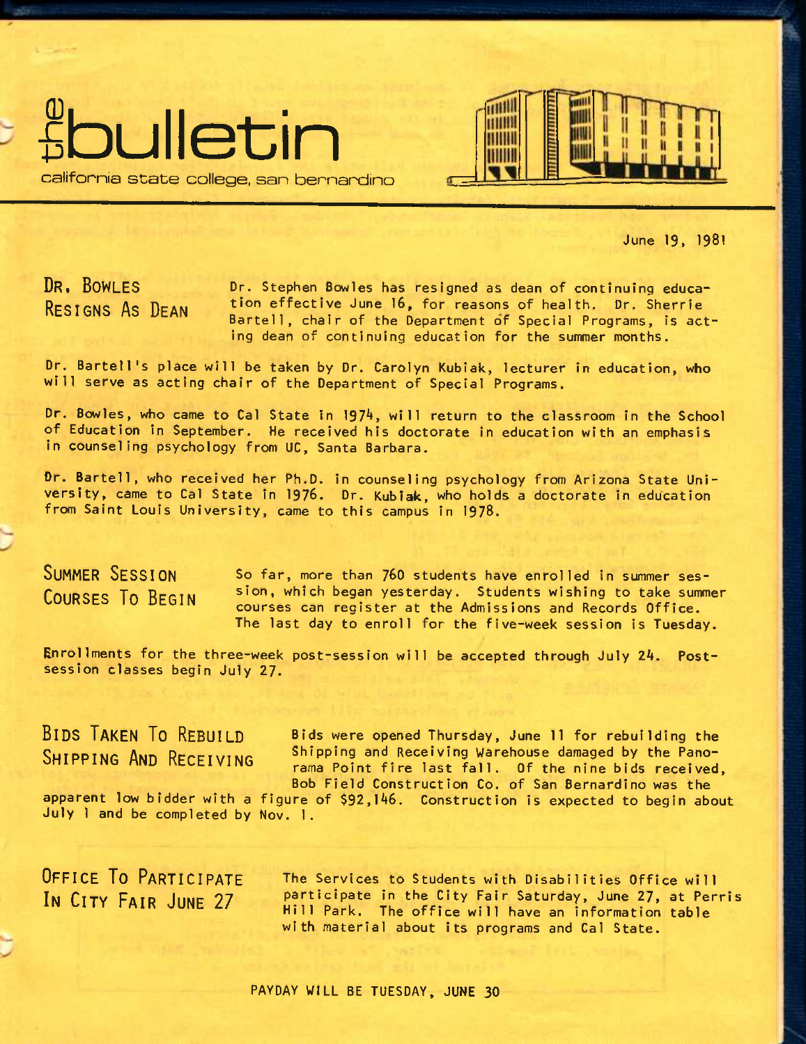# the bulletin

california state college, san bernardino

June 19, 1981

## DR. BOWLES RESIGNS AS DEAN

Dr. Stephen Bowles has resigned as dean of continuing education effective June 16, for reasons of health. Dr. Sherrie Bartell, chair of the Department of Special Programs, is acting dean of continuing education for the summer months.

Dr. Bartell's place will be taken by Dr. Carolyn Kubiak, lecturer in education, who will serve as acting chair of the Department of Special Programs.

Dr. Bowles, who came to Cal State in 1974, will return to the classroom in the School of Education in September. He received his doctorate in education with an emphasis in counseling psychology from UC, Santa Barbara.

Dr. Bartell, who received her Ph.D. in counseling psychology from Arizona State University, came to Cal State in 1976. Dr. Kubiak, who holds a doctorate in education from Saint Louis University, came to this campus in 1978.

## SUMMER SESSION COURSES TO BEGIN

So far, more than 760 students have enrolled in summer session, which began yesterday. Students wishing to take summer courses can register at the Admissions and Records Office. The last day to enroll for the five-week session is Tuesday.

Enrollments for the three-week post-session will be accepted through July 24. Post-session classes begin July 27.

## BIDS TAKEN TO REBUILD SHIPPING AND RECEIVING

Bids were opened Thursday, June 11 for rebuilding the Shipping and Receiving Warehouse damaged by the Panorama Point fire last fall. Of the nine bids received, Bob Field Construction Co. of San Bernardino was the apparent low bidder with a figure of $92,146. Construction is expected to begin about July 1 and be completed by Nov. 1.

## OFFICE TO PARTICIPATE IN CITY FAIR JUNE 27

The Services to Students with Disabilities Office will participate in the City Fair Saturday, June 27, at Perris Hill Park. The office will have an information table with material about its programs and Cal State.

**PAYDAY WILL BE TUESDAY, JUNE 30**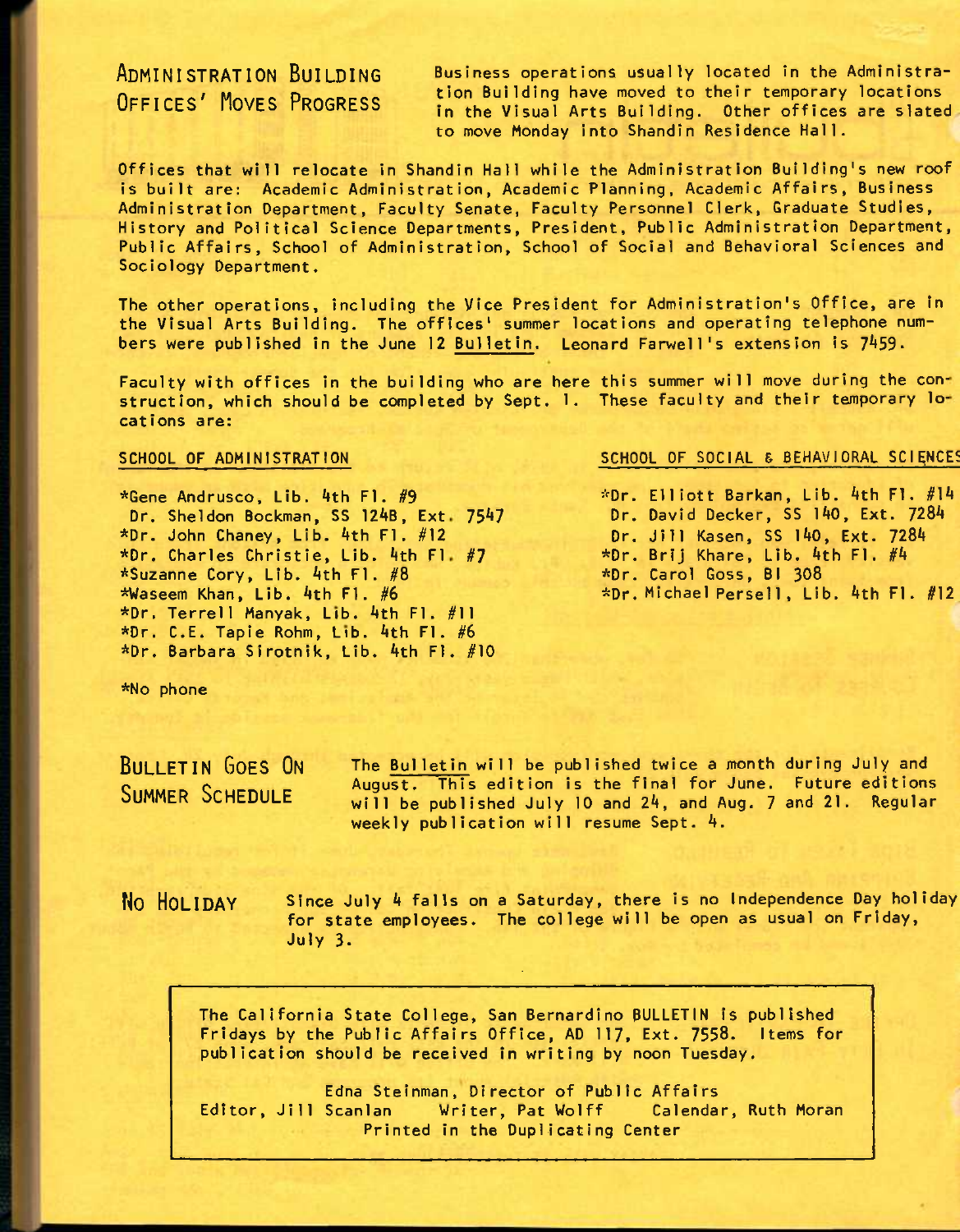## ADMINISTRATION BUILDING OFFICES' MOVES PROGRESS

Business operations usually located in the Administration Building have moved to their temporary locations in the Visual Arts Building. Other offices are slated to move Monday into Shandin Residence Hall.

Offices that will relocate in Shandin Hall while the Administration Building's new roof is built are: Academic Administration, Academic Planning, Academic Affairs, Business Administration Department, Faculty Senate, Faculty Personnel Clerk, Graduate Studies, History and Political Science Departments, President, Public Administration Department, Public Affairs, School of Administration, School of Social and Behavioral Sciences and Sociology Department.

The other operations, including the Vice President for Administration's Office, are in the Visual Arts Building. The offices' summer locations and operating telephone numbers were published in the June 12 Bulletin. Leonard Farwell's extension is 7459.

Faculty with offices in the building who are here this summer will move during the construction, which should be completed by Sept. 1. These faculty and their temporary locations are:

**SCHOOL OF ADMINISTRATION**

*Gene Andrusco, Lib. 4th Fl. #9
Dr. Sheldon Bockman, SS 124B, Ext. 7547
*Dr. John Chaney, Lib. 4th Fl. #12
*Dr. Charles Christie, Lib. 4th Fl. #7
*Suzanne Cory, Lib. 4th Fl. #8
*Waseem Khan, Lib. 4th Fl. #6
*Dr. Terrell Manyak, Lib. 4th Fl. #11
*Dr. C.E. Tapie Rohm, Lib. 4th Fl. #6
*Dr. Barbara Sirotnik, Lib. 4th Fl. #10

**SCHOOL OF SOCIAL & BEHAVIORAL SCIENCES**

*Dr. Elliott Barkan, Lib. 4th Fl. #14
Dr. David Decker, SS 140, Ext. 7284
Dr. Jill Kasen, SS 140, Ext. 7284
*Dr. Brij Khare, Lib. 4th Fl. #4
*Dr. Carol Goss, BI 308
*Dr. Michael Persell, Lib. 4th Fl. #12

*No phone

## BULLETIN GOES ON SUMMER SCHEDULE

The Bulletin will be published twice a month during July and August. This edition is the final for June. Future editions will be published July 10 and 24, and Aug. 7 and 21. Regular weekly publication will resume Sept. 4.

## NO HOLIDAY

Since July 4 falls on a Saturday, there is no Independence Day holiday for state employees. The college will be open as usual on Friday, July 3.

---

The California State College, San Bernardino BULLETIN is published Fridays by the Public Affairs Office, AD 117, Ext. 7558. Items for publication should be received in writing by noon Tuesday.

Edna Steinman, Director of Public Affairs
Editor, Jill Scanlan Writer, Pat Wolff Calendar, Ruth Moran
Printed in the Duplicating Center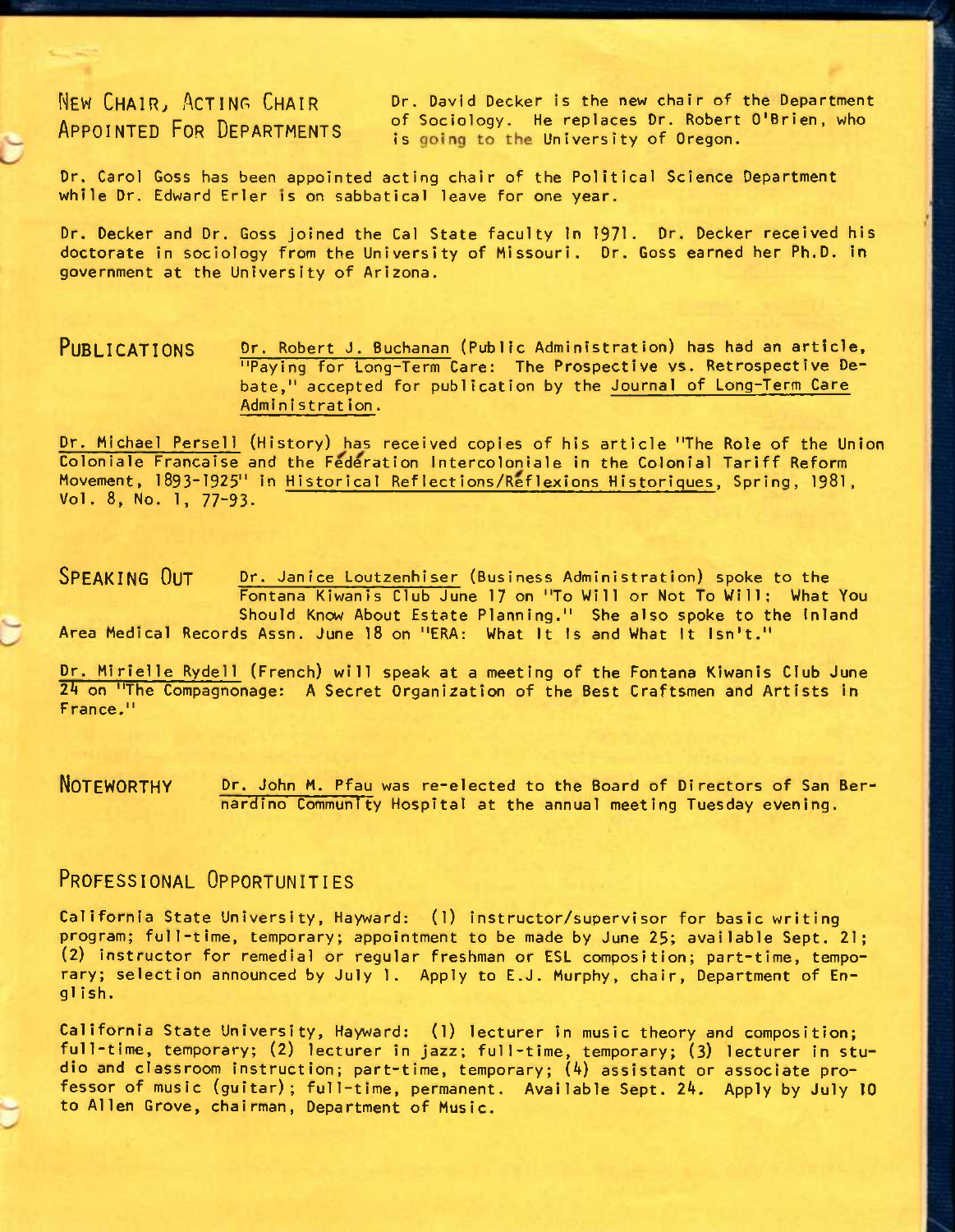## New Chair, Acting Chair Appointed For Departments

Dr. David Decker is the new chair of the Department of Sociology. He replaces Dr. Robert O'Brien, who is going to the University of Oregon.

Dr. Carol Goss has been appointed acting chair of the Political Science Department while Dr. Edward Erler is on sabbatical leave for one year.

Dr. Decker and Dr. Goss joined the Cal State faculty in 1971. Dr. Decker received his doctorate in sociology from the University of Missouri. Dr. Goss earned her Ph.D. in government at the University of Arizona.

## Publications

Dr. Robert J. Buchanan (Public Administration) has had an article, "Paying for Long-Term Care: The Prospective vs. Retrospective Debate," accepted for publication by the Journal of Long-Term Care Administration.

Dr. Michael Persell (History) has received copies of his article "The Role of the Union Coloniale Francaise and the Fédération Intercoloniale in the Colonial Tariff Reform Movement, 1893-1925" in Historical Reflections/Réflexions Historiques, Spring, 1981, Vol. 8, No. 1, 77-93.

## Speaking Out

Dr. Janice Loutzenhiser (Business Administration) spoke to the Fontana Kiwanis Club June 17 on "To Will or Not To Will: What You Should Know About Estate Planning." She also spoke to the Inland Area Medical Records Assn. June 18 on "ERA: What It Is and What It Isn't."

Dr. Mirielle Rydell (French) will speak at a meeting of the Fontana Kiwanis Club June 24 on "The Compagnonage: A Secret Organization of the Best Craftsmen and Artists in France."

## Noteworthy

Dr. John M. Pfau was re-elected to the Board of Directors of San Bernardino Community Hospital at the annual meeting Tuesday evening.

## Professional Opportunities

California State University, Hayward: (1) instructor/supervisor for basic writing program; full-time, temporary; appointment to be made by June 25; available Sept. 21; (2) instructor for remedial or regular freshman or ESL composition; part-time, temporary; selection announced by July 1. Apply to E.J. Murphy, chair, Department of English.

California State University, Hayward: (1) lecturer in music theory and composition; full-time, temporary; (2) lecturer in jazz; full-time, temporary; (3) lecturer in studio and classroom instruction; part-time, temporary; (4) assistant or associate professor of music (guitar); full-time, permanent. Available Sept. 24. Apply by July 10 to Allen Grove, chairman, Department of Music.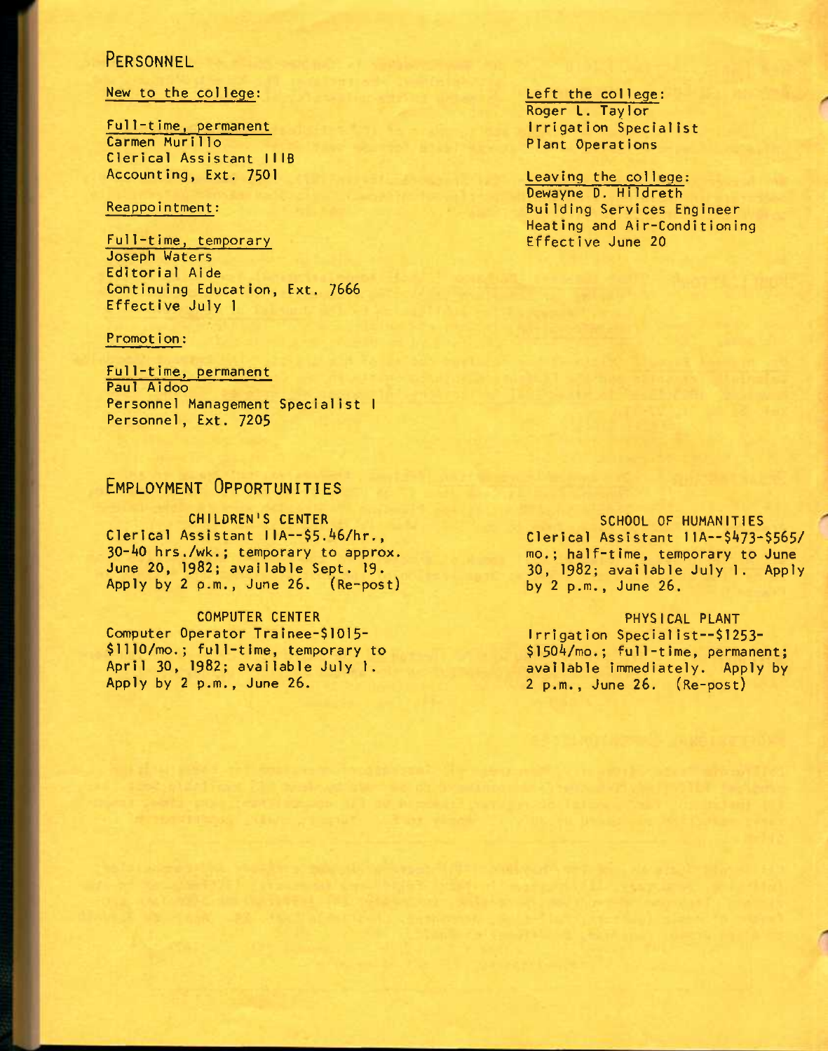## PERSONNEL

New to the college:

Full-time, permanent
Carmen Murillo
Clerical Assistant IIIB
Accounting, Ext. 7501

Reappointment:

Full-time, temporary
Joseph Waters
Editorial Aide
Continuing Education, Ext. 7666
Effective July 1

Promotion:

Full-time, permanent
Paul Aidoo
Personnel Management Specialist I
Personnel, Ext. 7205

Left the college:
Roger L. Taylor
Irrigation Specialist
Plant Operations

Leaving the college:
Dewayne D. Hildreth
Building Services Engineer
Heating and Air-Conditioning
Effective June 20

## EMPLOYMENT OPPORTUNITIES

CHILDREN'S CENTER
Clerical Assistant IIA--$5.46/hr., 30-40 hrs./wk.; temporary to approx. June 20, 1982; available Sept. 19. Apply by 2 p.m., June 26. (Re-post)

COMPUTER CENTER
Computer Operator Trainee-$1015-$1110/mo.; full-time, temporary to April 30, 1982; available July 1. Apply by 2 p.m., June 26.

SCHOOL OF HUMANITIES
Clerical Assistant IIA--$473-$565/mo.; half-time, temporary to June 30, 1982; available July 1. Apply by 2 p.m., June 26.

PHYSICAL PLANT
Irrigation Specialist--$1253-$1504/mo.; full-time, permanent; available immediately. Apply by 2 p.m., June 26. (Re-post)